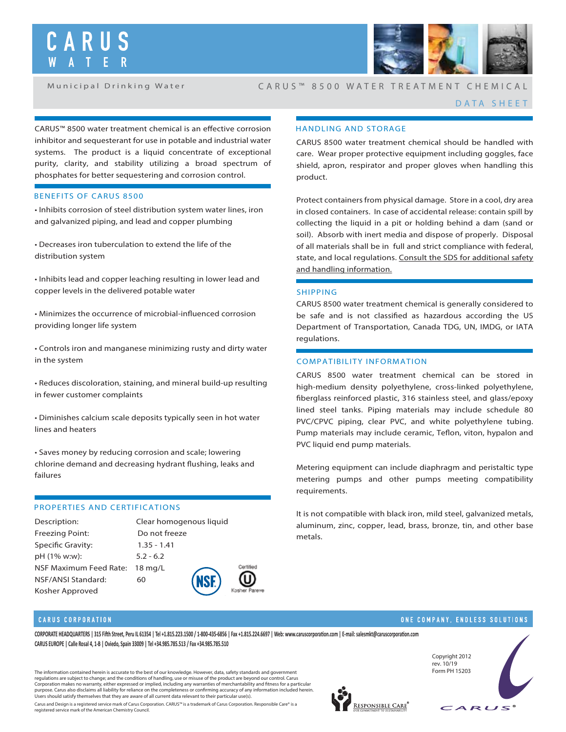# CARUS WATER

Municipal Drinking Water

## CARUS™ 8500 WATER TREATMENT CHEMICAL

DATA SHEET

CARUS™ 8500 water treatment chemical is an effective corrosion inhibitor and sequesterant for use in potable and industrial water systems. The product is a liquid concentrate of exceptional purity, clarity, and stability utilizing a broad spectrum of phosphates for better sequestering and corrosion control.

### BENEFITS OF CARUS 8500

- Inhibits corrosion of steel distribution system water lines, iron and galvanized piping, and lead and copper plumbing
- Decreases iron tuberculation to extend the life of the distribution system
- Inhibits lead and copper leaching resulting in lower lead and copper levels in the delivered potable water
- Minimizes the occurrence of microbial-influenced corrosion providing longer life system
- Controls iron and manganese minimizing rusty and dirty water in the system
- Reduces discoloration, staining, and mineral build-up resulting in fewer customer complaints
- Diminishes calcium scale deposits typically seen in hot water lines and heaters
- Saves money by reducing corrosion and scale; lowering chlorine demand and decreasing hydrant flushing, leaks and failures

### PROPERTIES AND CERTIFICATIONS

| | |
|---|---|
| Description: | Clear homogenous liquid |
| Freezing Point: | Do not freeze |
| Specific Gravity: | 1.35 - 1.41 |
| pH (1% w:w): | 5.2 - 6.2 |
| NSF Maximum Feed Rate: | 18 mg/L |
| NSF/ANSI Standard: | 60 |
| Kosher Approved | |

NSF — Certified Kosher Pareve

### HANDLING AND STORAGE

CARUS 8500 water treatment chemical should be handled with care. Wear proper protective equipment including goggles, face shield, apron, respirator and proper gloves when handling this product.

Protect containers from physical damage. Store in a cool, dry area in closed containers. In case of accidental release: contain spill by collecting the liquid in a pit or holding behind a dam (sand or soil). Absorb with inert media and dispose of properly. Disposal of all materials shall be in full and strict compliance with federal, state, and local regulations. Consult the SDS for additional safety and handling information.

### SHIPPING

CARUS 8500 water treatment chemical is generally considered to be safe and is not classified as hazardous according the US Department of Transportation, Canada TDG, UN, IMDG, or IATA regulations.

### COMPATIBILITY INFORMATION

CARUS 8500 water treatment chemical can be stored in high-medium density polyethylene, cross-linked polyethylene, fiberglass reinforced plastic, 316 stainless steel, and glass/epoxy lined steel tanks. Piping materials may include schedule 80 PVC/CPVC piping, clear PVC, and white polyethylene tubing. Pump materials may include ceramic, Teflon, viton, hypalon and PVC liquid end pump materials.

Metering equipment can include diaphragm and peristaltic type metering pumps and other pumps meeting compatibility requirements.

It is not compatible with black iron, mild steel, galvanized metals, aluminum, zinc, copper, lead, brass, bronze, tin, and other base metals.

**CARUS CORPORATION** — ONE COMPANY, ENDLESS SOLUTIONS

**CORPORATE HEADQUARTERS | 315 Fifth Street, Peru IL 61354 | Tel +1.815.223.1500 / 1-800-435-6856 | Fax +1.815.224.6697 | Web: www.caruscorporation.com | E-mail: salesmkt@caruscorporation.com**

**CARUS EUROPE | Calle Rosal 4, 1-B | Oviedo, Spain 33009 | Tel +34.985.785.513 / Fax +34.985.785.510**

The information contained herein is accurate to the best of our knowledge. However, data, safety standards and government regulations are subject to change; and the conditions of handling, use or misuse of the product are beyond our control. Carus Corporation makes no warranty, either expressed or implied, including any warranties of merchantability and fitness for a particular purpose. Carus also disclaims all liability for reliance on the completeness or confirming accuracy of any information included herein. Users should satisfy themselves that they are aware of all current data relevant to their particular use(s).

Carus and Design is a registered service mark of Carus Corporation. CARUS™ is a trademark of Carus Corporation. Responsible Care® is a registered service mark of the American Chemistry Council.

Responsible Care® — Our Commitment to Sustainability

Copyright 2012
rev. 10/19
Form PH 15203

CARUS®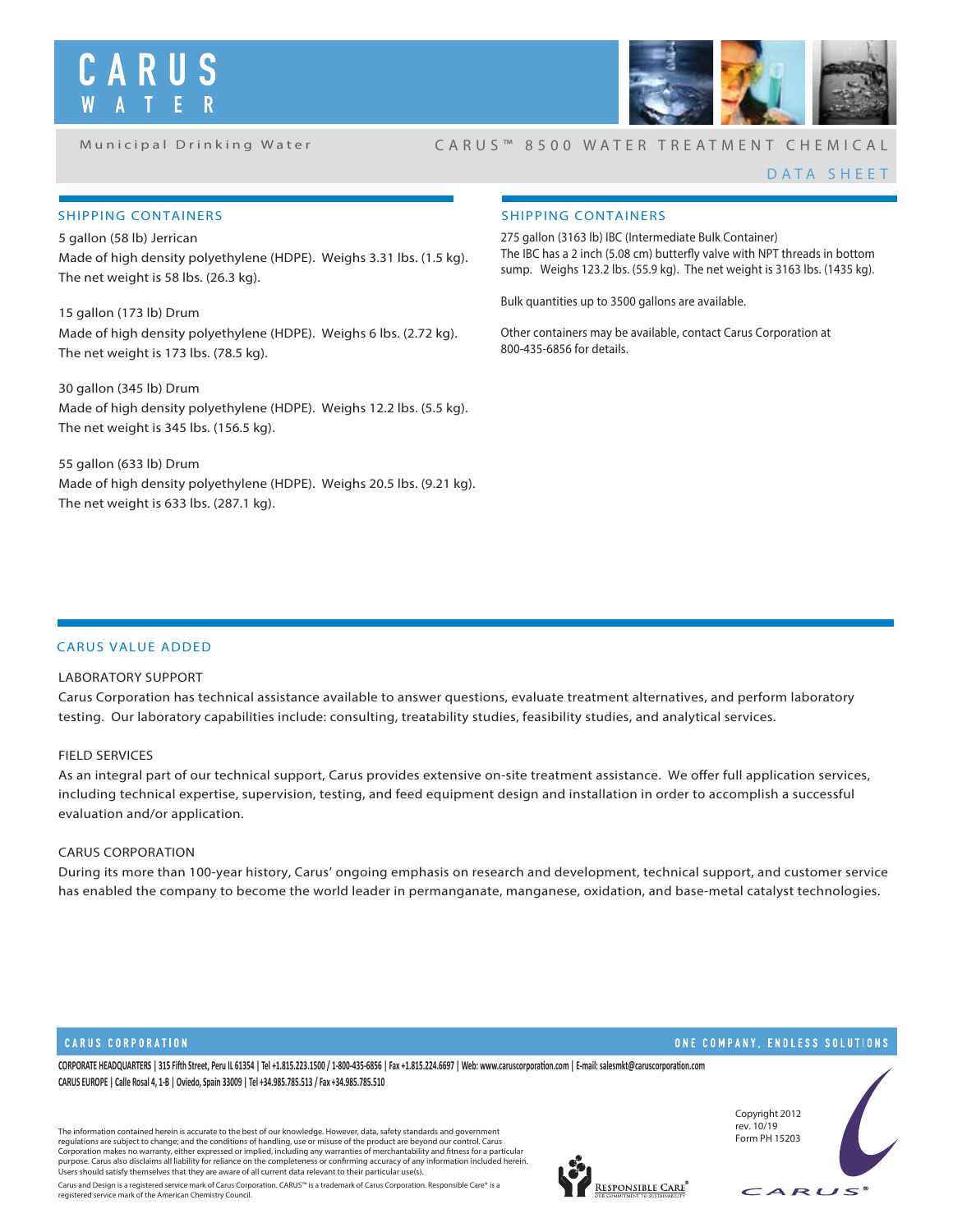# CARUS WATER

Municipal Drinking Water

CARUS™ 8500 WATER TREATMENT CHEMICAL

DATA SHEET

## SHIPPING CONTAINERS

5 gallon (58 lb) Jerrican
Made of high density polyethylene (HDPE). Weighs 3.31 lbs. (1.5 kg). The net weight is 58 lbs. (26.3 kg).

15 gallon (173 lb) Drum
Made of high density polyethylene (HDPE). Weighs 6 lbs. (2.72 kg). The net weight is 173 lbs. (78.5 kg).

30 gallon (345 lb) Drum
Made of high density polyethylene (HDPE). Weighs 12.2 lbs. (5.5 kg). The net weight is 345 lbs. (156.5 kg).

55 gallon (633 lb) Drum
Made of high density polyethylene (HDPE). Weighs 20.5 lbs. (9.21 kg). The net weight is 633 lbs. (287.1 kg).

## SHIPPING CONTAINERS

275 gallon (3163 lb) IBC (Intermediate Bulk Container)
The IBC has a 2 inch (5.08 cm) butterfly valve with NPT threads in bottom sump. Weighs 123.2 lbs. (55.9 kg). The net weight is 3163 lbs. (1435 kg).

Bulk quantities up to 3500 gallons are available.

Other containers may be available, contact Carus Corporation at 800-435-6856 for details.

## CARUS VALUE ADDED

### LABORATORY SUPPORT

Carus Corporation has technical assistance available to answer questions, evaluate treatment alternatives, and perform laboratory testing. Our laboratory capabilities include: consulting, treatability studies, feasibility studies, and analytical services.

### FIELD SERVICES

As an integral part of our technical support, Carus provides extensive on-site treatment assistance. We offer full application services, including technical expertise, supervision, testing, and feed equipment design and installation in order to accomplish a successful evaluation and/or application.

### CARUS CORPORATION

During its more than 100-year history, Carus' ongoing emphasis on research and development, technical support, and customer service has enabled the company to become the world leader in permanganate, manganese, oxidation, and base-metal catalyst technologies.

**CARUS CORPORATION** — ONE COMPANY, ENDLESS SOLUTIONS

**CORPORATE HEADQUARTERS | 315 Fifth Street, Peru IL 61354 | Tel +1.815.223.1500 / 1-800-435-6856 | Fax +1.815.224.6697 | Web: www.caruscorporation.com | E-mail: salesmkt@caruscorporation.com**
**CARUS EUROPE | Calle Rosal 4, 1-B | Oviedo, Spain 33009 | Tel +34.985.785.513 / Fax +34.985.785.510**

The information contained herein is accurate to the best of our knowledge. However, data, safety standards and government regulations are subject to change; and the conditions of handling, use or misuse of the product are beyond our control. Carus Corporation makes no warranty, either expressed or implied, including any warranties of merchantability and fitness for a particular purpose. Carus also disclaims all liability for reliance on the completeness or confirming accuracy of any information included herein. Users should satisfy themselves that they are aware of all current data relevant to their particular use(s).

Carus and Design is a registered service mark of Carus Corporation. CARUS™ is a trademark of Carus Corporation. Responsible Care® is a registered service mark of the American Chemistry Council.

Responsible Care® — Our commitment to sustainability

Copyright 2012
rev. 10/19
Form PH 15203

CARUS®